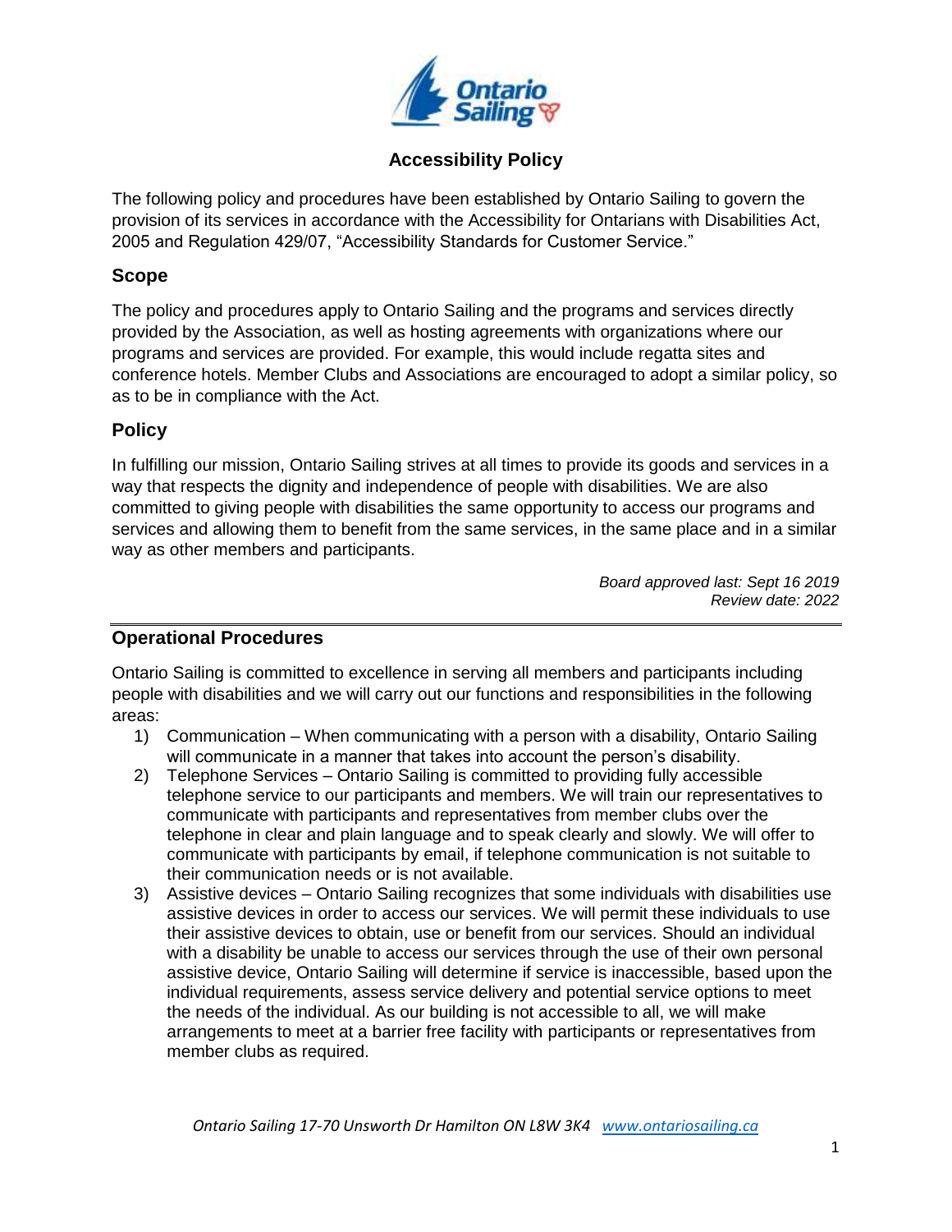# Accessibility Policy

The following policy and procedures have been established by Ontario Sailing to govern the provision of its services in accordance with the Accessibility for Ontarians with Disabilities Act, 2005 and Regulation 429/07, "Accessibility Standards for Customer Service."

## Scope

The policy and procedures apply to Ontario Sailing and the programs and services directly provided by the Association, as well as hosting agreements with organizations where our programs and services are provided. For example, this would include regatta sites and conference hotels. Member Clubs and Associations are encouraged to adopt a similar policy, so as to be in compliance with the Act.

## Policy

In fulfilling our mission, Ontario Sailing strives at all times to provide its goods and services in a way that respects the dignity and independence of people with disabilities. We are also committed to giving people with disabilities the same opportunity to access our programs and services and allowing them to benefit from the same services, in the same place and in a similar way as other members and participants.

*Board approved last: Sept 16 2019*
*Review date: 2022*

---

## Operational Procedures

Ontario Sailing is committed to excellence in serving all members and participants including people with disabilities and we will carry out our functions and responsibilities in the following areas:

1) Communication – When communicating with a person with a disability, Ontario Sailing will communicate in a manner that takes into account the person's disability.
2) Telephone Services – Ontario Sailing is committed to providing fully accessible telephone service to our participants and members. We will train our representatives to communicate with participants and representatives from member clubs over the telephone in clear and plain language and to speak clearly and slowly. We will offer to communicate with participants by email, if telephone communication is not suitable to their communication needs or is not available.
3) Assistive devices – Ontario Sailing recognizes that some individuals with disabilities use assistive devices in order to access our services. We will permit these individuals to use their assistive devices to obtain, use or benefit from our services. Should an individual with a disability be unable to access our services through the use of their own personal assistive device, Ontario Sailing will determine if service is inaccessible, based upon the individual requirements, assess service delivery and potential service options to meet the needs of the individual. As our building is not accessible to all, we will make arrangements to meet at a barrier free facility with participants or representatives from member clubs as required.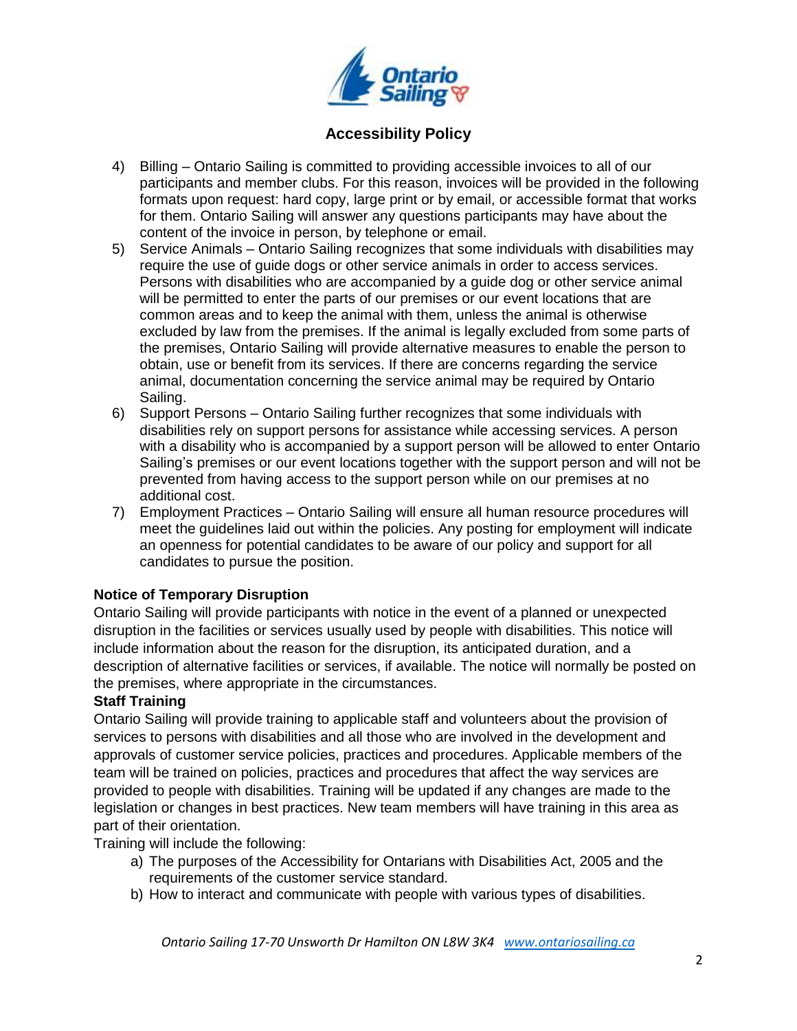# Accessibility Policy

4) Billing – Ontario Sailing is committed to providing accessible invoices to all of our participants and member clubs. For this reason, invoices will be provided in the following formats upon request: hard copy, large print or by email, or accessible format that works for them. Ontario Sailing will answer any questions participants may have about the content of the invoice in person, by telephone or email.
5) Service Animals – Ontario Sailing recognizes that some individuals with disabilities may require the use of guide dogs or other service animals in order to access services. Persons with disabilities who are accompanied by a guide dog or other service animal will be permitted to enter the parts of our premises or our event locations that are common areas and to keep the animal with them, unless the animal is otherwise excluded by law from the premises. If the animal is legally excluded from some parts of the premises, Ontario Sailing will provide alternative measures to enable the person to obtain, use or benefit from its services. If there are concerns regarding the service animal, documentation concerning the service animal may be required by Ontario Sailing.
6) Support Persons – Ontario Sailing further recognizes that some individuals with disabilities rely on support persons for assistance while accessing services. A person with a disability who is accompanied by a support person will be allowed to enter Ontario Sailing's premises or our event locations together with the support person and will not be prevented from having access to the support person while on our premises at no additional cost.
7) Employment Practices – Ontario Sailing will ensure all human resource procedures will meet the guidelines laid out within the policies. Any posting for employment will indicate an openness for potential candidates to be aware of our policy and support for all candidates to pursue the position.

**Notice of Temporary Disruption**

Ontario Sailing will provide participants with notice in the event of a planned or unexpected disruption in the facilities or services usually used by people with disabilities. This notice will include information about the reason for the disruption, its anticipated duration, and a description of alternative facilities or services, if available. The notice will normally be posted on the premises, where appropriate in the circumstances.

**Staff Training**

Ontario Sailing will provide training to applicable staff and volunteers about the provision of services to persons with disabilities and all those who are involved in the development and approvals of customer service policies, practices and procedures. Applicable members of the team will be trained on policies, practices and procedures that affect the way services are provided to people with disabilities. Training will be updated if any changes are made to the legislation or changes in best practices. New team members will have training in this area as part of their orientation.

Training will include the following:

a) The purposes of the Accessibility for Ontarians with Disabilities Act, 2005 and the requirements of the customer service standard.
b) How to interact and communicate with people with various types of disabilities.

*Ontario Sailing 17-70 Unsworth Dr Hamilton ON L8W 3K4 [www.ontariosailing.ca](www.ontariosailing.ca)*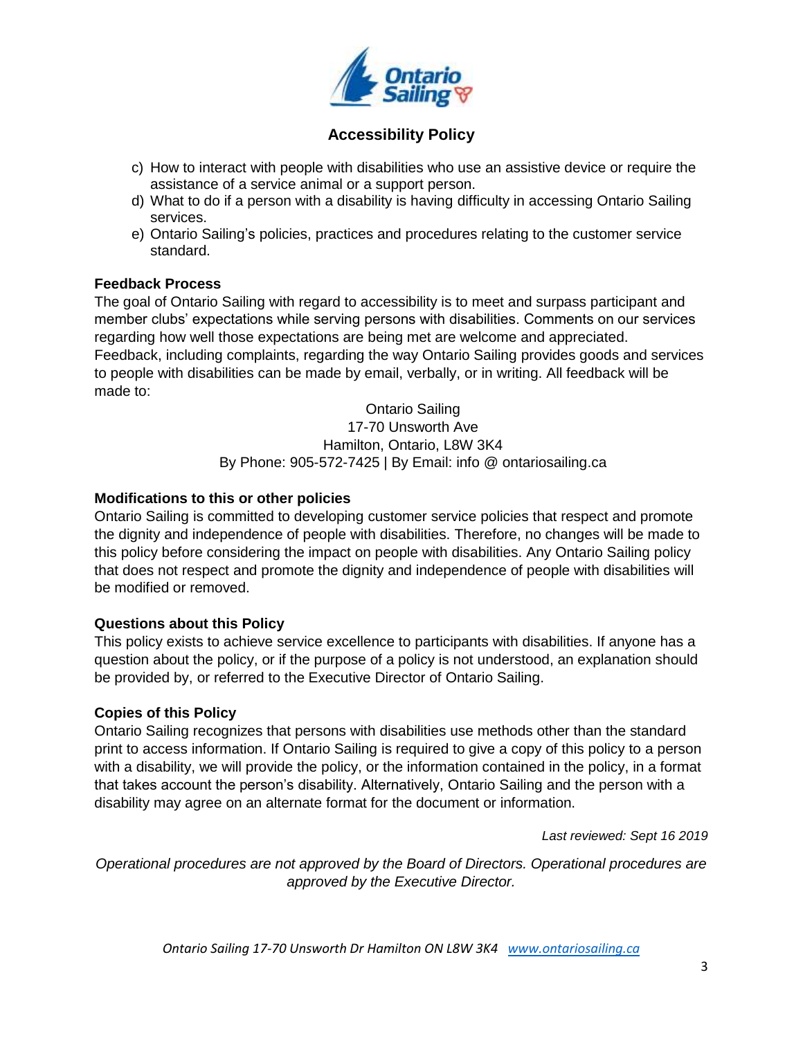**Accessibility Policy**

c) How to interact with people with disabilities who use an assistive device or require the assistance of a service animal or a support person.
d) What to do if a person with a disability is having difficulty in accessing Ontario Sailing services.
e) Ontario Sailing's policies, practices and procedures relating to the customer service standard.

**Feedback Process**

The goal of Ontario Sailing with regard to accessibility is to meet and surpass participant and member clubs' expectations while serving persons with disabilities. Comments on our services regarding how well those expectations are being met are welcome and appreciated. Feedback, including complaints, regarding the way Ontario Sailing provides goods and services to people with disabilities can be made by email, verbally, or in writing. All feedback will be made to:

Ontario Sailing
17-70 Unsworth Ave
Hamilton, Ontario, L8W 3K4
By Phone: 905-572-7425 | By Email: info @ ontariosailing.ca

**Modifications to this or other policies**

Ontario Sailing is committed to developing customer service policies that respect and promote the dignity and independence of people with disabilities. Therefore, no changes will be made to this policy before considering the impact on people with disabilities. Any Ontario Sailing policy that does not respect and promote the dignity and independence of people with disabilities will be modified or removed.

**Questions about this Policy**

This policy exists to achieve service excellence to participants with disabilities. If anyone has a question about the policy, or if the purpose of a policy is not understood, an explanation should be provided by, or referred to the Executive Director of Ontario Sailing.

**Copies of this Policy**

Ontario Sailing recognizes that persons with disabilities use methods other than the standard print to access information. If Ontario Sailing is required to give a copy of this policy to a person with a disability, we will provide the policy, or the information contained in the policy, in a format that takes account the person's disability. Alternatively, Ontario Sailing and the person with a disability may agree on an alternate format for the document or information.

*Last reviewed: Sept 16 2019*

*Operational procedures are not approved by the Board of Directors. Operational procedures are approved by the Executive Director.*